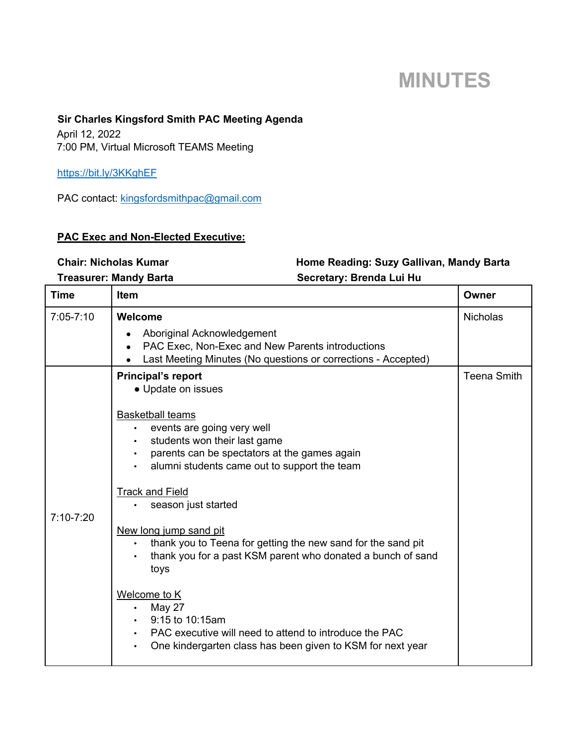# MINUTES

**Sir Charles Kingsford Smith PAC Meeting Agenda**
April 12, 2022
7:00 PM, Virtual Microsoft TEAMS Meeting

https://bit.ly/3KKghEF

PAC contact: kingsfordsmithpac@gmail.com

**PAC Exec and Non-Elected Executive:**

**Chair: Nicholas Kumar**
**Treasurer: Mandy Barta**
**Home Reading: Suzy Gallivan, Mandy Barta**
**Secretary: Brenda Lui Hu**

| Time | Item | Owner |
|---|---|---|
| 7:05-7:10 | **Welcome**<br>• Aboriginal Acknowledgement<br>• PAC Exec, Non-Exec and New Parents introductions<br>• Last Meeting Minutes (No questions or corrections - Accepted) | Nicholas |
| 7:10-7:20 | **Principal's report**<br>• Update on issues<br><br>Basketball teams<br>• events are going very well<br>• students won their last game<br>• parents can be spectators at the games again<br>• alumni students came out to support the team<br><br>Track and Field<br>• season just started<br><br>New long jump sand pit<br>• thank you to Teena for getting the new sand for the sand pit<br>• thank you for a past KSM parent who donated a bunch of sand toys<br><br>Welcome to K<br>• May 27<br>• 9:15 to 10:15am<br>• PAC executive will need to attend to introduce the PAC<br>• One kindergarten class has been given to KSM for next year | Teena Smith |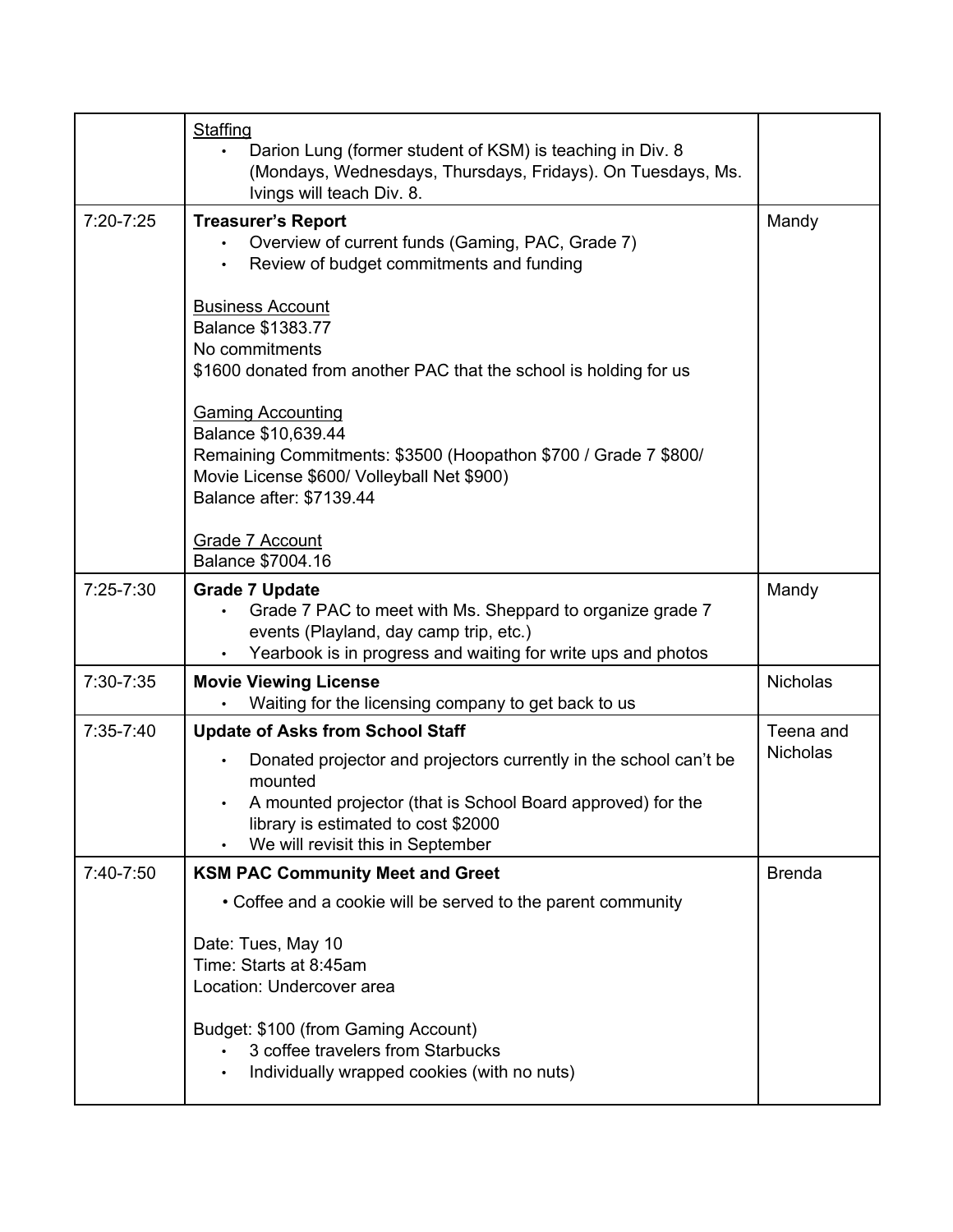| | | |
|---|---|---|
| | <u>Staffing</u><br>• Darion Lung (former student of KSM) is teaching in Div. 8 (Mondays, Wednesdays, Thursdays, Fridays). On Tuesdays, Ms. Ivings will teach Div. 8. | |
| 7:20-7:25 | **Treasurer's Report**<br>• Overview of current funds (Gaming, PAC, Grade 7)<br>• Review of budget commitments and funding<br><br><u>Business Account</u><br>Balance $1383.77<br>No commitments<br>$1600 donated from another PAC that the school is holding for us<br><br><u>Gaming Accounting</u><br>Balance $10,639.44<br>Remaining Commitments: $3500 (Hoopathon $700 / Grade 7 $800/ Movie License $600/ Volleyball Net $900)<br>Balance after: $7139.44<br><br><u>Grade 7 Account</u><br>Balance $7004.16 | Mandy |
| 7:25-7:30 | **Grade 7 Update**<br>• Grade 7 PAC to meet with Ms. Sheppard to organize grade 7 events (Playland, day camp trip, etc.)<br>• Yearbook is in progress and waiting for write ups and photos | Mandy |
| 7:30-7:35 | **Movie Viewing License**<br>• Waiting for the licensing company to get back to us | Nicholas |
| 7:35-7:40 | **Update of Asks from School Staff**<br>• Donated projector and projectors currently in the school can't be mounted<br>• A mounted projector (that is School Board approved) for the library is estimated to cost $2000<br>• We will revisit this in September | Teena and Nicholas |
| 7:40-7:50 | **KSM PAC Community Meet and Greet**<br>• Coffee and a cookie will be served to the parent community<br><br>Date: Tues, May 10<br>Time: Starts at 8:45am<br>Location: Undercover area<br><br>Budget: $100 (from Gaming Account)<br>• 3 coffee travelers from Starbucks<br>• Individually wrapped cookies (with no nuts) | Brenda |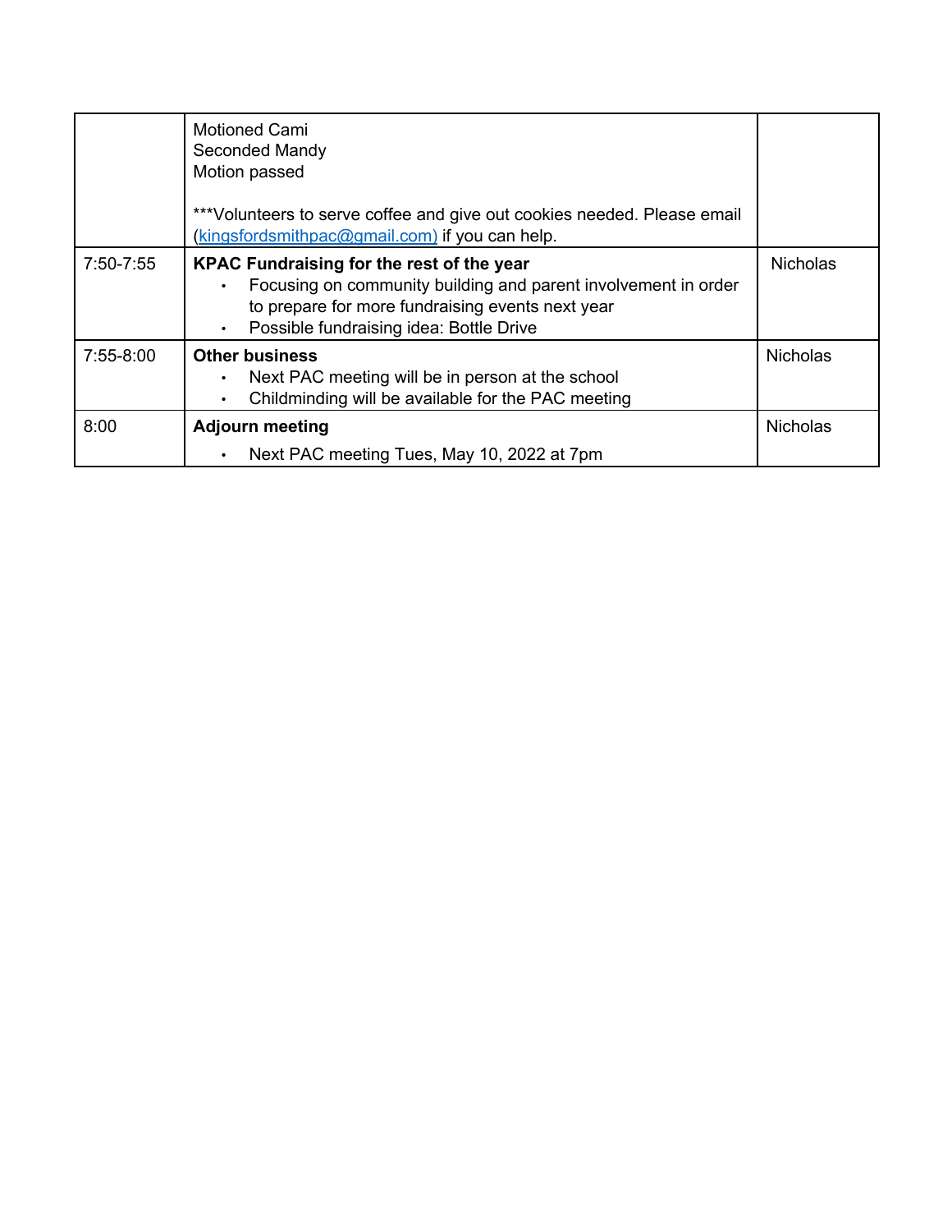| | | |
|---|---|---|
| | Motioned Cami<br>Seconded Mandy<br>Motion passed<br><br>***Volunteers to serve coffee and give out cookies needed. Please email (kingsfordsmithpac@gmail.com) if you can help. | |
| 7:50-7:55 | **KPAC Fundraising for the rest of the year**<br>• Focusing on community building and parent involvement in order to prepare for more fundraising events next year<br>• Possible fundraising idea: Bottle Drive | Nicholas |
| 7:55-8:00 | **Other business**<br>• Next PAC meeting will be in person at the school<br>• Childminding will be available for the PAC meeting | Nicholas |
| 8:00 | **Adjourn meeting**<br>• Next PAC meeting Tues, May 10, 2022 at 7pm | Nicholas |